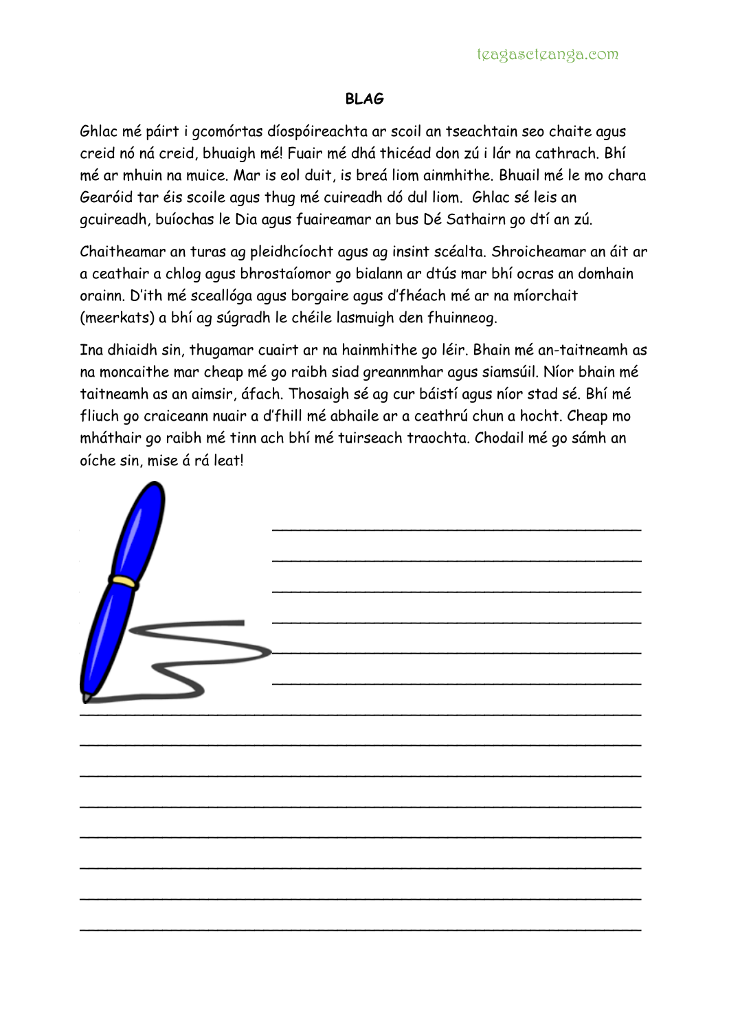**BLAG**

Ghlac mé páirt i gcomórtas díospóireachta ar scoil an tseachtain seo chaite agus creid nó ná creid, bhuaigh mé! Fuair mé dhá thicéad don zú i lár na cathrach. Bhí mé ar mhuin na muice. Mar is eol duit, is breá liom ainmhithe. Bhuail mé le mo chara Gearóid tar éis scoile agus thug mé cuireadh dó dul liom.  Ghlac sé leis an gcuireadh, buíochas le Dia agus fuaireamar an bus Dé Sathairn go dtí an zú.

Chaitheamar an turas ag pleidhcíocht agus ag insint scéalta. Shroicheamar an áit ar a ceathair a chlog agus bhrostaíomor go bialann ar dtús mar bhí ocras an domhain orainn. D'ith mé sceallóga agus borgaire agus d'fhéach mé ar na míorchait (meerkats) a bhí ag súgradh le chéile lasmuigh den fhuinneog.

Ina dhiaidh sin, thugamar cuairt ar na hainmhithe go léir. Bhain mé an-taitneamh as na moncaithe mar cheap mé go raibh siad greannmhar agus siamsúil. Níor bhain mé taitneamh as an aimsir, áfach. Thosaigh sé ag cur báistí agus níor stad sé. Bhí mé fliuch go craiceann nuair a d'fhill mé abhaile ar a ceathrú chun a hocht. Cheap mo mháthair go raibh mé tinn ach bhí mé tuirseach traochta. Chodail mé go sámh an oíche sin, mise á rá leat!

______________________________________

______________________________________

______________________________________

______________________________________

______________________________________

______________________________________

__________________________________________________________

__________________________________________________________

__________________________________________________________

__________________________________________________________

__________________________________________________________

__________________________________________________________

__________________________________________________________

__________________________________________________________